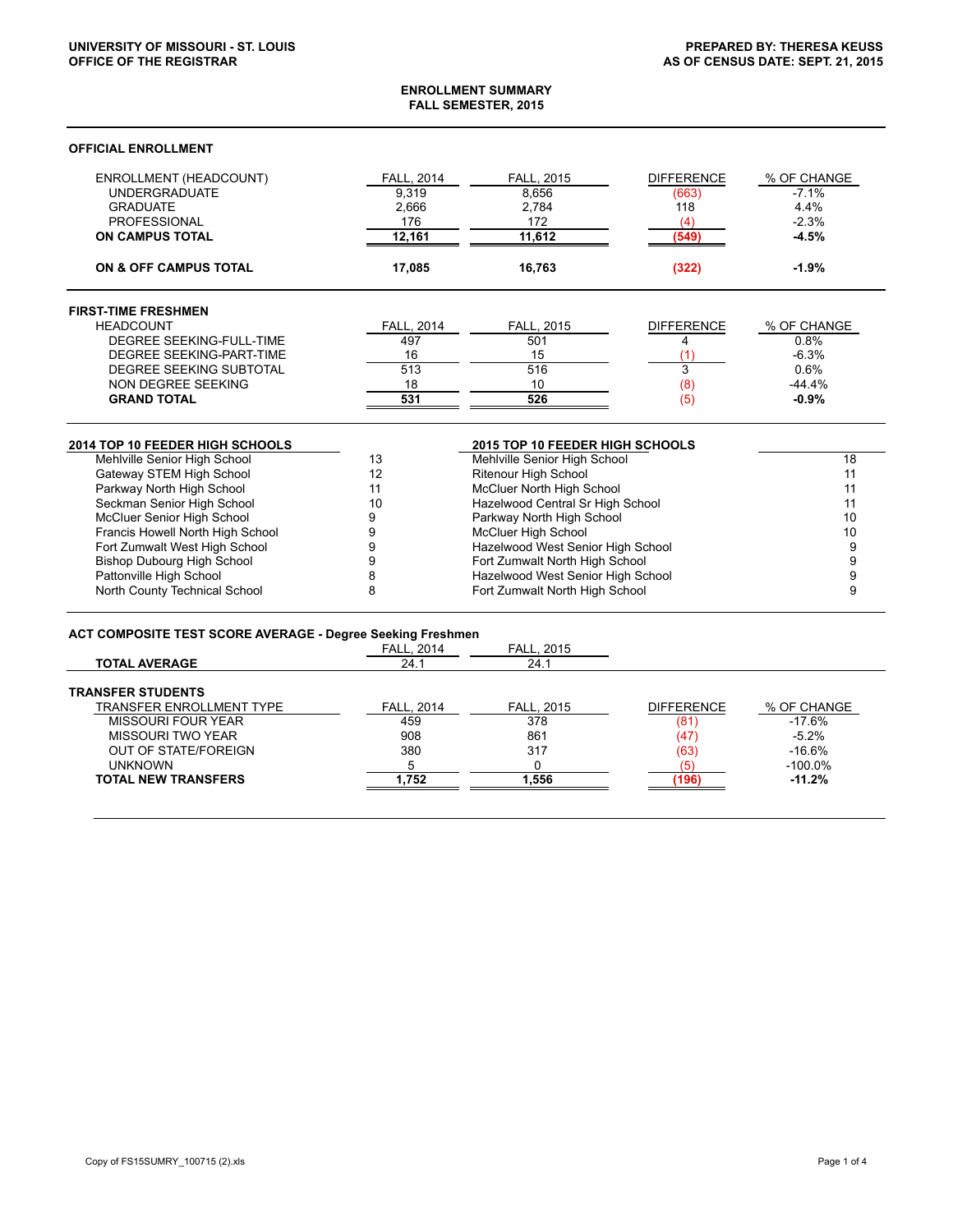UNIVERSITY OF MISSOURI - ST. LOUIS
OFFICE OF THE REGISTRAR

PREPARED BY: THERESA KEUSS
AS OF CENSUS DATE: SEPT. 21, 2015

# ENROLLMENT SUMMARY
## FALL SEMESTER, 2015

### OFFICIAL ENROLLMENT

| ENROLLMENT (HEADCOUNT) | FALL, 2014 | FALL, 2015 | DIFFERENCE | % OF CHANGE |
|---|---|---|---|---|
| UNDERGRADUATE | 9,319 | 8,656 | (663) | -7.1% |
| GRADUATE | 2,666 | 2,784 | 118 | 4.4% |
| PROFESSIONAL | 176 | 172 | (4) | -2.3% |
| **ON CAMPUS TOTAL** | **12,161** | **11,612** | **(549)** | **-4.5%** |
| **ON & OFF CAMPUS TOTAL** | **17,085** | **16,763** | **(322)** | **-1.9%** |

### FIRST-TIME FRESHMEN

| HEADCOUNT | FALL, 2014 | FALL, 2015 | DIFFERENCE | % OF CHANGE |
|---|---|---|---|---|
| DEGREE SEEKING-FULL-TIME | 497 | 501 | 4 | 0.8% |
| DEGREE SEEKING-PART-TIME | 16 | 15 | (1) | -6.3% |
| DEGREE SEEKING SUBTOTAL | 513 | 516 | 3 | 0.6% |
| NON DEGREE SEEKING | 18 | 10 | (8) | -44.4% |
| **GRAND TOTAL** | **531** | **526** | (5) | **-0.9%** |

| 2014 TOP 10 FEEDER HIGH SCHOOLS | | 2015 TOP 10 FEEDER HIGH SCHOOLS | |
|---|---|---|---|
| Mehlville Senior High School | 13 | Mehlville Senior High School | 18 |
| Gateway STEM High School | 12 | Ritenour High School | 11 |
| Parkway North High School | 11 | McCluer North High School | 11 |
| Seckman Senior High School | 10 | Hazelwood Central Sr High School | 11 |
| McCluer Senior High School | 9 | Parkway North High School | 10 |
| Francis Howell North High School | 9 | McCluer High School | 10 |
| Fort Zumwalt West High School | 9 | Hazelwood West Senior High School | 9 |
| Bishop Dubourg High School | 9 | Fort Zumwalt North High School | 9 |
| Pattonville High School | 8 | Hazelwood West Senior High School | 9 |
| North County Technical School | 8 | Fort Zumwalt North High School | 9 |

### ACT COMPOSITE TEST SCORE AVERAGE - Degree Seeking Freshmen

| | FALL, 2014 | FALL, 2015 |
|---|---|---|
| **TOTAL AVERAGE** | 24.1 | 24.1 |

### TRANSFER STUDENTS

| TRANSFER ENROLLMENT TYPE | FALL, 2014 | FALL, 2015 | DIFFERENCE | % OF CHANGE |
|---|---|---|---|---|
| MISSOURI FOUR YEAR | 459 | 378 | (81) | -17.6% |
| MISSOURI TWO YEAR | 908 | 861 | (47) | -5.2% |
| OUT OF STATE/FOREIGN | 380 | 317 | (63) | -16.6% |
| UNKNOWN | 5 | 0 | (5) | -100.0% |
| **TOTAL NEW TRANSFERS** | **1,752** | **1,556** | **(196)** | **-11.2%** |

Copy of FS15SUMRY_100715 (2).xls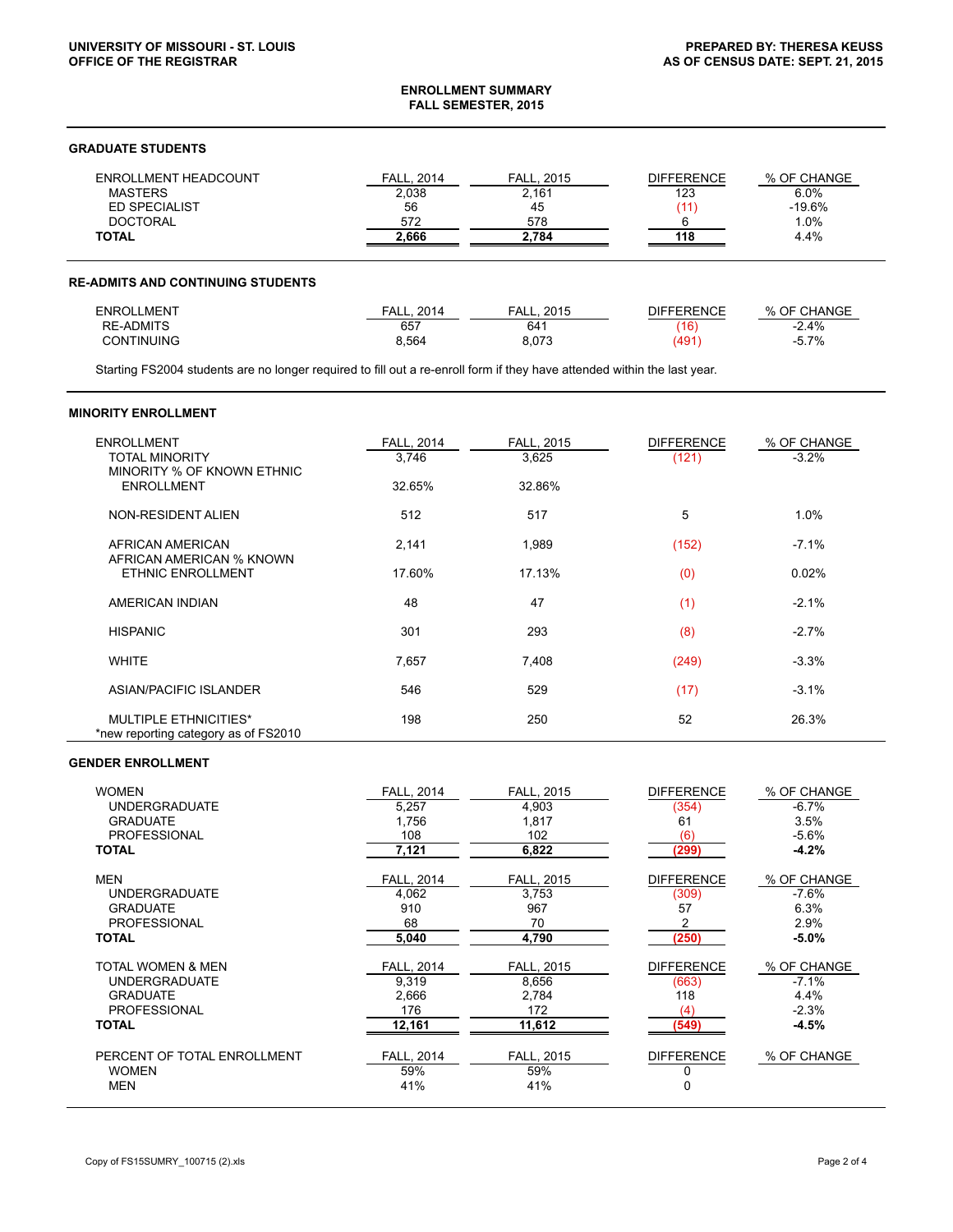UNIVERSITY OF MISSOURI - ST. LOUIS
OFFICE OF THE REGISTRAR

PREPARED BY: THERESA KEUSS
AS OF CENSUS DATE: SEPT. 21, 2015

## ENROLLMENT SUMMARY
## FALL SEMESTER, 2015

### GRADUATE STUDENTS

| ENROLLMENT HEADCOUNT | FALL, 2014 | FALL, 2015 | DIFFERENCE | % OF CHANGE |
|---|---|---|---|---|
| MASTERS | 2,038 | 2,161 | 123 | 6.0% |
| ED SPECIALIST | 56 | 45 | (11) | -19.6% |
| DOCTORAL | 572 | 578 | 6 | 1.0% |
| **TOTAL** | **2,666** | **2,784** | **118** | 4.4% |

### RE-ADMITS AND CONTINUING STUDENTS

| ENROLLMENT | FALL, 2014 | FALL, 2015 | DIFFERENCE | % OF CHANGE |
|---|---|---|---|---|
| RE-ADMITS | 657 | 641 | (16) | -2.4% |
| CONTINUING | 8,564 | 8,073 | (491) | -5.7% |

Starting FS2004 students are no longer required to fill out a re-enroll form if they have attended within the last year.

### MINORITY ENROLLMENT

| ENROLLMENT | FALL, 2014 | FALL, 2015 | DIFFERENCE | % OF CHANGE |
|---|---|---|---|---|
| TOTAL MINORITY | 3,746 | 3,625 | (121) | -3.2% |
| MINORITY % OF KNOWN ETHNIC ENROLLMENT | 32.65% | 32.86% | | |
| NON-RESIDENT ALIEN | 512 | 517 | 5 | 1.0% |
| AFRICAN AMERICAN | 2,141 | 1,989 | (152) | -7.1% |
| AFRICAN AMERICAN % KNOWN ETHNIC ENROLLMENT | 17.60% | 17.13% | (0) | 0.02% |
| AMERICAN INDIAN | 48 | 47 | (1) | -2.1% |
| HISPANIC | 301 | 293 | (8) | -2.7% |
| WHITE | 7,657 | 7,408 | (249) | -3.3% |
| ASIAN/PACIFIC ISLANDER | 546 | 529 | (17) | -3.1% |
| MULTIPLE ETHNICITIES* | 198 | 250 | 52 | 26.3% |

*new reporting category as of FS2010

### GENDER ENROLLMENT

| WOMEN | FALL, 2014 | FALL, 2015 | DIFFERENCE | % OF CHANGE |
|---|---|---|---|---|
| UNDERGRADUATE | 5,257 | 4,903 | (354) | -6.7% |
| GRADUATE | 1,756 | 1,817 | 61 | 3.5% |
| PROFESSIONAL | 108 | 102 | (6) | -5.6% |
| **TOTAL** | **7,121** | **6,822** | **(299)** | **-4.2%** |

| MEN | FALL, 2014 | FALL, 2015 | DIFFERENCE | % OF CHANGE |
|---|---|---|---|---|
| UNDERGRADUATE | 4,062 | 3,753 | (309) | -7.6% |
| GRADUATE | 910 | 967 | 57 | 6.3% |
| PROFESSIONAL | 68 | 70 | 2 | 2.9% |
| **TOTAL** | **5,040** | **4,790** | **(250)** | **-5.0%** |

| TOTAL WOMEN & MEN | FALL, 2014 | FALL, 2015 | DIFFERENCE | % OF CHANGE |
|---|---|---|---|---|
| UNDERGRADUATE | 9,319 | 8,656 | (663) | -7.1% |
| GRADUATE | 2,666 | 2,784 | 118 | 4.4% |
| PROFESSIONAL | 176 | 172 | (4) | -2.3% |
| **TOTAL** | **12,161** | **11,612** | **(549)** | **-4.5%** |

| PERCENT OF TOTAL ENROLLMENT | FALL, 2014 | FALL, 2015 | DIFFERENCE | % OF CHANGE |
|---|---|---|---|---|
| WOMEN | 59% | 59% | 0 | |
| MEN | 41% | 41% | 0 | |

Copy of FS15SUMRY_100715 (2).xls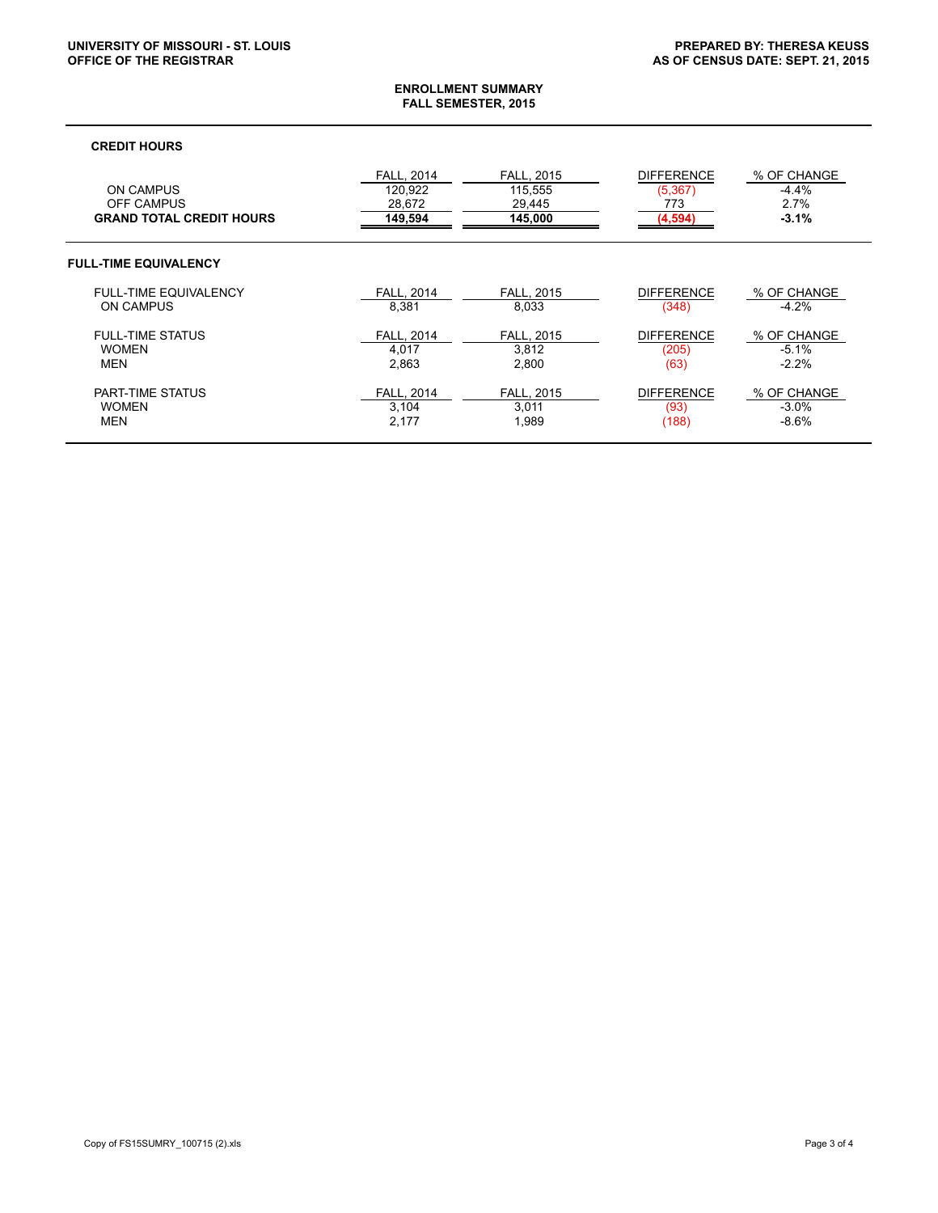UNIVERSITY OF MISSOURI - ST. LOUIS
OFFICE OF THE REGISTRAR

PREPARED BY: THERESA KEUSS
AS OF CENSUS DATE: SEPT. 21, 2015

## ENROLLMENT SUMMARY
## FALL SEMESTER, 2015

### CREDIT HOURS

| | FALL, 2014 | FALL, 2015 | DIFFERENCE | % OF CHANGE |
|---|---|---|---|---|
| ON CAMPUS | 120,922 | 115,555 | (5,367) | -4.4% |
| OFF CAMPUS | 28,672 | 29,445 | 773 | 2.7% |
| **GRAND TOTAL CREDIT HOURS** | **149,594** | **145,000** | **(4,594)** | **-3.1%** |

### FULL-TIME EQUIVALENCY

| FULL-TIME EQUIVALENCY | FALL, 2014 | FALL, 2015 | DIFFERENCE | % OF CHANGE |
|---|---|---|---|---|
| ON CAMPUS | 8,381 | 8,033 | (348) | -4.2% |

| FULL-TIME STATUS | FALL, 2014 | FALL, 2015 | DIFFERENCE | % OF CHANGE |
|---|---|---|---|---|
| WOMEN | 4,017 | 3,812 | (205) | -5.1% |
| MEN | 2,863 | 2,800 | (63) | -2.2% |

| PART-TIME STATUS | FALL, 2014 | FALL, 2015 | DIFFERENCE | % OF CHANGE |
|---|---|---|---|---|
| WOMEN | 3,104 | 3,011 | (93) | -3.0% |
| MEN | 2,177 | 1,989 | (188) | -8.6% |